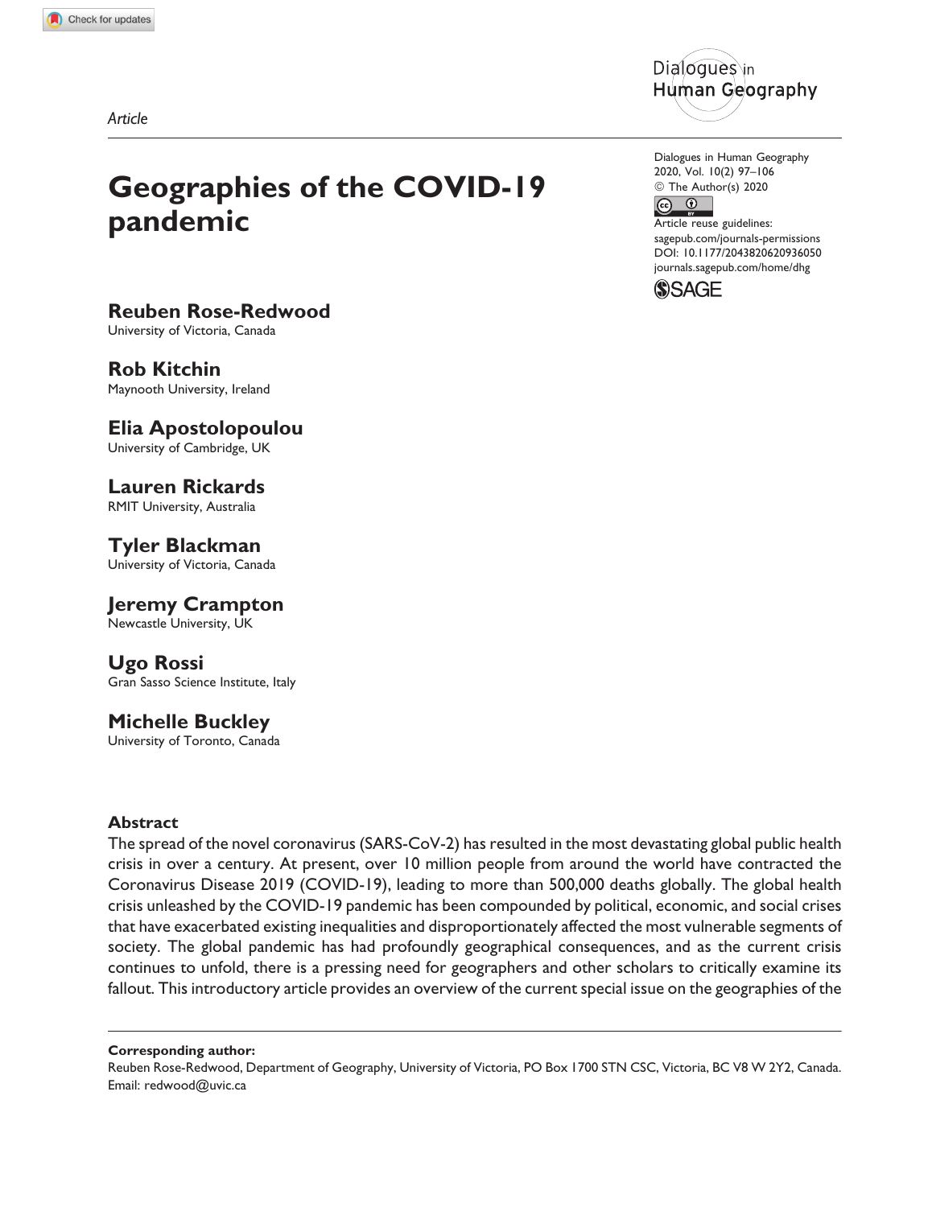*Article*

# Geographies of the COVID-19 pandemic

**Reuben Rose-Redwood**
University of Victoria, Canada

**Rob Kitchin**
Maynooth University, Ireland

**Elia Apostolopoulou**
University of Cambridge, UK

**Lauren Rickards**
RMIT University, Australia

**Tyler Blackman**
University of Victoria, Canada

**Jeremy Crampton**
Newcastle University, UK

**Ugo Rossi**
Gran Sasso Science Institute, Italy

**Michelle Buckley**
University of Toronto, Canada

Dialogues in Human Geography
2020, Vol. 10(2) 97–106
© The Author(s) 2020
Article reuse guidelines:
sagepub.com/journals-permissions
DOI: 10.1177/2043820620936050
journals.sagepub.com/home/dhg

## Abstract

The spread of the novel coronavirus (SARS-CoV-2) has resulted in the most devastating global public health crisis in over a century. At present, over 10 million people from around the world have contracted the Coronavirus Disease 2019 (COVID-19), leading to more than 500,000 deaths globally. The global health crisis unleashed by the COVID-19 pandemic has been compounded by political, economic, and social crises that have exacerbated existing inequalities and disproportionately affected the most vulnerable segments of society. The global pandemic has had profoundly geographical consequences, and as the current crisis continues to unfold, there is a pressing need for geographers and other scholars to critically examine its fallout. This introductory article provides an overview of the current special issue on the geographies of the

**Corresponding author:**
Reuben Rose-Redwood, Department of Geography, University of Victoria, PO Box 1700 STN CSC, Victoria, BC V8 W 2Y2, Canada.
Email: redwood@uvic.ca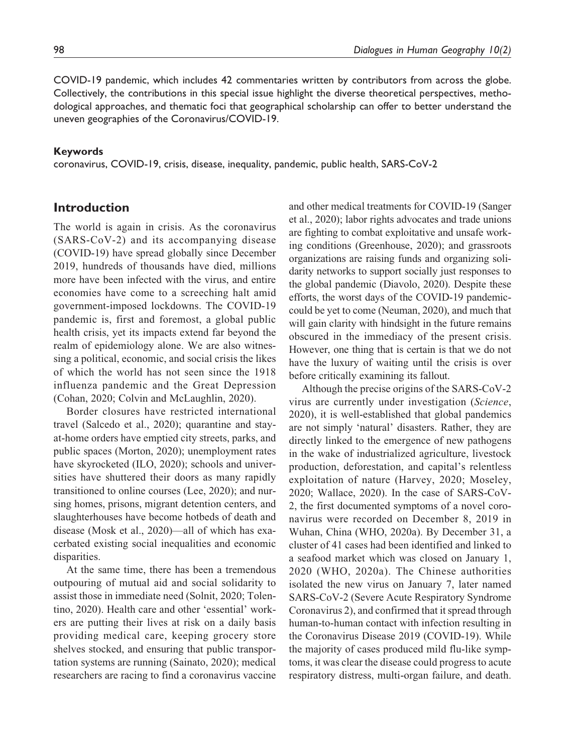COVID-19 pandemic, which includes 42 commentaries written by contributors from across the globe. Collectively, the contributions in this special issue highlight the diverse theoretical perspectives, methodological approaches, and thematic foci that geographical scholarship can offer to better understand the uneven geographies of the Coronavirus/COVID-19.

**Keywords**

coronavirus, COVID-19, crisis, disease, inequality, pandemic, public health, SARS-CoV-2

## Introduction

The world is again in crisis. As the coronavirus (SARS-CoV-2) and its accompanying disease (COVID-19) have spread globally since December 2019, hundreds of thousands have died, millions more have been infected with the virus, and entire economies have come to a screeching halt amid government-imposed lockdowns. The COVID-19 pandemic is, first and foremost, a global public health crisis, yet its impacts extend far beyond the realm of epidemiology alone. We are also witnessing a political, economic, and social crisis the likes of which the world has not seen since the 1918 influenza pandemic and the Great Depression (Cohan, 2020; Colvin and McLaughlin, 2020).

Border closures have restricted international travel (Salcedo et al., 2020); quarantine and stay-at-home orders have emptied city streets, parks, and public spaces (Morton, 2020); unemployment rates have skyrocketed (ILO, 2020); schools and universities have shuttered their doors as many rapidly transitioned to online courses (Lee, 2020); and nursing homes, prisons, migrant detention centers, and slaughterhouses have become hotbeds of death and disease (Mosk et al., 2020)—all of which has exacerbated existing social inequalities and economic disparities.

At the same time, there has been a tremendous outpouring of mutual aid and social solidarity to assist those in immediate need (Solnit, 2020; Tolentino, 2020). Health care and other 'essential' workers are putting their lives at risk on a daily basis providing medical care, keeping grocery store shelves stocked, and ensuring that public transportation systems are running (Sainato, 2020); medical researchers are racing to find a coronavirus vaccine and other medical treatments for COVID-19 (Sanger et al., 2020); labor rights advocates and trade unions are fighting to combat exploitative and unsafe working conditions (Greenhouse, 2020); and grassroots organizations are raising funds and organizing solidarity networks to support socially just responses to the global pandemic (Diavolo, 2020). Despite these efforts, the worst days of the COVID-19 pandemic could be yet to come (Neuman, 2020), and much that will gain clarity with hindsight in the future remains obscured in the immediacy of the present crisis. However, one thing that is certain is that we do not have the luxury of waiting until the crisis is over before critically examining its fallout.

Although the precise origins of the SARS-CoV-2 virus are currently under investigation (*Science*, 2020), it is well-established that global pandemics are not simply 'natural' disasters. Rather, they are directly linked to the emergence of new pathogens in the wake of industrialized agriculture, livestock production, deforestation, and capital's relentless exploitation of nature (Harvey, 2020; Moseley, 2020; Wallace, 2020). In the case of SARS-CoV-2, the first documented symptoms of a novel coronavirus were recorded on December 8, 2019 in Wuhan, China (WHO, 2020a). By December 31, a cluster of 41 cases had been identified and linked to a seafood market which was closed on January 1, 2020 (WHO, 2020a). The Chinese authorities isolated the new virus on January 7, later named SARS-CoV-2 (Severe Acute Respiratory Syndrome Coronavirus 2), and confirmed that it spread through human-to-human contact with infection resulting in the Coronavirus Disease 2019 (COVID-19). While the majority of cases produced mild flu-like symptoms, it was clear the disease could progress to acute respiratory distress, multi-organ failure, and death.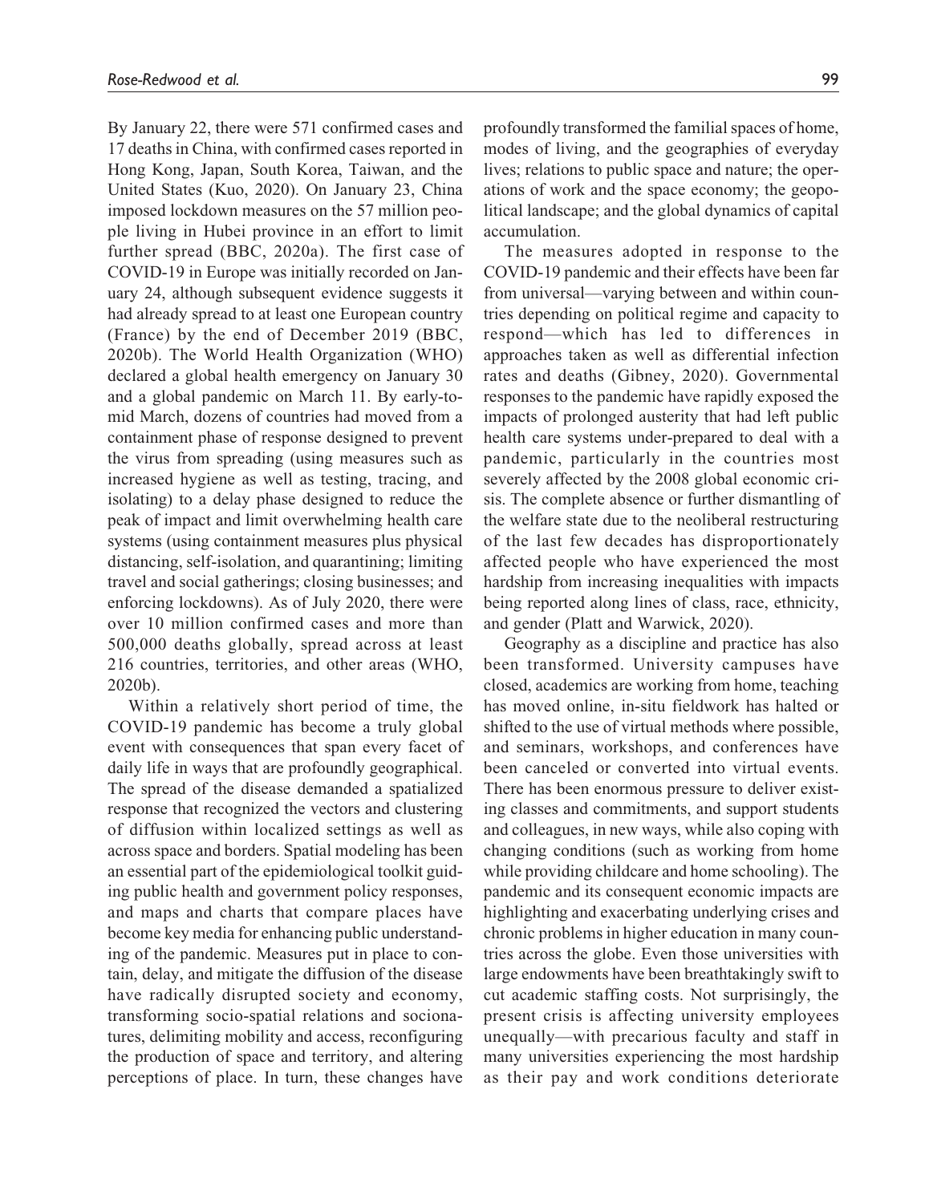By January 22, there were 571 confirmed cases and 17 deaths in China, with confirmed cases reported in Hong Kong, Japan, South Korea, Taiwan, and the United States (Kuo, 2020). On January 23, China imposed lockdown measures on the 57 million people living in Hubei province in an effort to limit further spread (BBC, 2020a). The first case of COVID-19 in Europe was initially recorded on January 24, although subsequent evidence suggests it had already spread to at least one European country (France) by the end of December 2019 (BBC, 2020b). The World Health Organization (WHO) declared a global health emergency on January 30 and a global pandemic on March 11. By early-to-mid March, dozens of countries had moved from a containment phase of response designed to prevent the virus from spreading (using measures such as increased hygiene as well as testing, tracing, and isolating) to a delay phase designed to reduce the peak of impact and limit overwhelming health care systems (using containment measures plus physical distancing, self-isolation, and quarantining; limiting travel and social gatherings; closing businesses; and enforcing lockdowns). As of July 2020, there were over 10 million confirmed cases and more than 500,000 deaths globally, spread across at least 216 countries, territories, and other areas (WHO, 2020b).

Within a relatively short period of time, the COVID-19 pandemic has become a truly global event with consequences that span every facet of daily life in ways that are profoundly geographical. The spread of the disease demanded a spatialized response that recognized the vectors and clustering of diffusion within localized settings as well as across space and borders. Spatial modeling has been an essential part of the epidemiological toolkit guiding public health and government policy responses, and maps and charts that compare places have become key media for enhancing public understanding of the pandemic. Measures put in place to contain, delay, and mitigate the diffusion of the disease have radically disrupted society and economy, transforming socio-spatial relations and socionatures, delimiting mobility and access, reconfiguring the production of space and territory, and altering perceptions of place. In turn, these changes have profoundly transformed the familial spaces of home, modes of living, and the geographies of everyday lives; relations to public space and nature; the operations of work and the space economy; the geopolitical landscape; and the global dynamics of capital accumulation.

The measures adopted in response to the COVID-19 pandemic and their effects have been far from universal—varying between and within countries depending on political regime and capacity to respond—which has led to differences in approaches taken as well as differential infection rates and deaths (Gibney, 2020). Governmental responses to the pandemic have rapidly exposed the impacts of prolonged austerity that had left public health care systems under-prepared to deal with a pandemic, particularly in the countries most severely affected by the 2008 global economic crisis. The complete absence or further dismantling of the welfare state due to the neoliberal restructuring of the last few decades has disproportionately affected people who have experienced the most hardship from increasing inequalities with impacts being reported along lines of class, race, ethnicity, and gender (Platt and Warwick, 2020).

Geography as a discipline and practice has also been transformed. University campuses have closed, academics are working from home, teaching has moved online, in-situ fieldwork has halted or shifted to the use of virtual methods where possible, and seminars, workshops, and conferences have been canceled or converted into virtual events. There has been enormous pressure to deliver existing classes and commitments, and support students and colleagues, in new ways, while also coping with changing conditions (such as working from home while providing childcare and home schooling). The pandemic and its consequent economic impacts are highlighting and exacerbating underlying crises and chronic problems in higher education in many countries across the globe. Even those universities with large endowments have been breathtakingly swift to cut academic staffing costs. Not surprisingly, the present crisis is affecting university employees unequally—with precarious faculty and staff in many universities experiencing the most hardship as their pay and work conditions deteriorate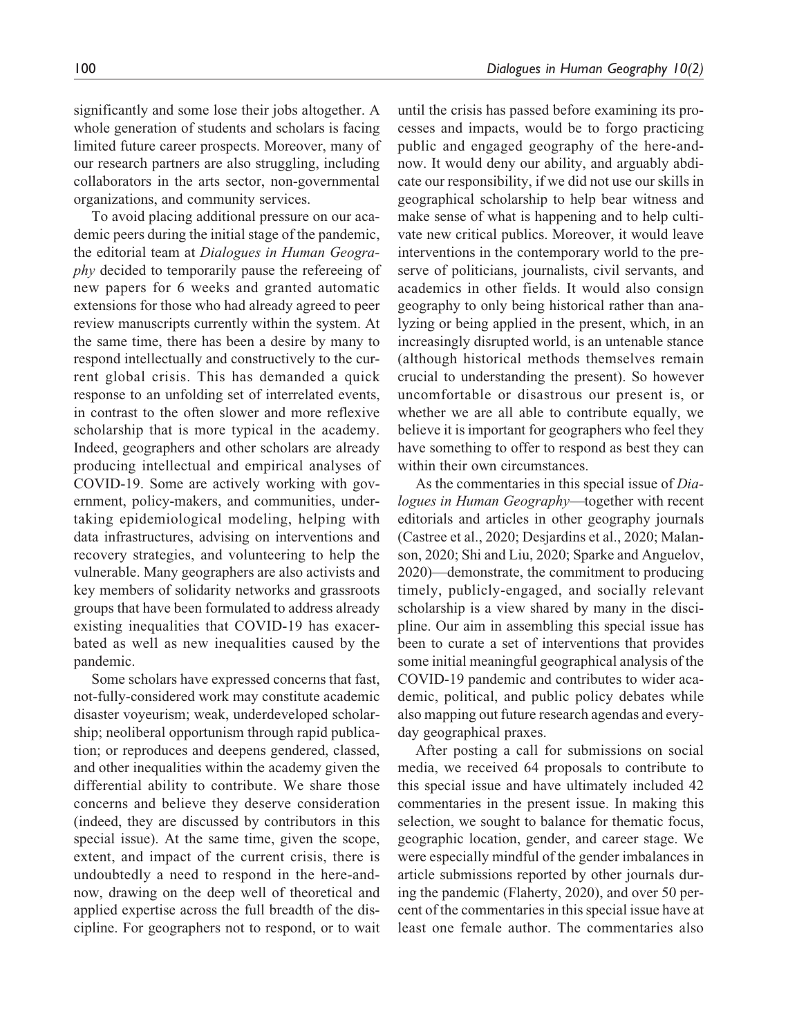significantly and some lose their jobs altogether. A whole generation of students and scholars is facing limited future career prospects. Moreover, many of our research partners are also struggling, including collaborators in the arts sector, non-governmental organizations, and community services.

To avoid placing additional pressure on our academic peers during the initial stage of the pandemic, the editorial team at *Dialogues in Human Geography* decided to temporarily pause the refereeing of new papers for 6 weeks and granted automatic extensions for those who had already agreed to peer review manuscripts currently within the system. At the same time, there has been a desire by many to respond intellectually and constructively to the current global crisis. This has demanded a quick response to an unfolding set of interrelated events, in contrast to the often slower and more reflexive scholarship that is more typical in the academy. Indeed, geographers and other scholars are already producing intellectual and empirical analyses of COVID-19. Some are actively working with government, policy-makers, and communities, undertaking epidemiological modeling, helping with data infrastructures, advising on interventions and recovery strategies, and volunteering to help the vulnerable. Many geographers are also activists and key members of solidarity networks and grassroots groups that have been formulated to address already existing inequalities that COVID-19 has exacerbated as well as new inequalities caused by the pandemic.

Some scholars have expressed concerns that fast, not-fully-considered work may constitute academic disaster voyeurism; weak, underdeveloped scholarship; neoliberal opportunism through rapid publication; or reproduces and deepens gendered, classed, and other inequalities within the academy given the differential ability to contribute. We share those concerns and believe they deserve consideration (indeed, they are discussed by contributors in this special issue). At the same time, given the scope, extent, and impact of the current crisis, there is undoubtedly a need to respond in the here-and-now, drawing on the deep well of theoretical and applied expertise across the full breadth of the discipline. For geographers not to respond, or to wait until the crisis has passed before examining its processes and impacts, would be to forgo practicing public and engaged geography of the here-and-now. It would deny our ability, and arguably abdicate our responsibility, if we did not use our skills in geographical scholarship to help bear witness and make sense of what is happening and to help cultivate new critical publics. Moreover, it would leave interventions in the contemporary world to the preserve of politicians, journalists, civil servants, and academics in other fields. It would also consign geography to only being historical rather than analyzing or being applied in the present, which, in an increasingly disrupted world, is an untenable stance (although historical methods themselves remain crucial to understanding the present). So however uncomfortable or disastrous our present is, or whether we are all able to contribute equally, we believe it is important for geographers who feel they have something to offer to respond as best they can within their own circumstances.

As the commentaries in this special issue of *Dialogues in Human Geography*—together with recent editorials and articles in other geography journals (Castree et al., 2020; Desjardins et al., 2020; Malanson, 2020; Shi and Liu, 2020; Sparke and Anguelov, 2020)—demonstrate, the commitment to producing timely, publicly-engaged, and socially relevant scholarship is a view shared by many in the discipline. Our aim in assembling this special issue has been to curate a set of interventions that provides some initial meaningful geographical analysis of the COVID-19 pandemic and contributes to wider academic, political, and public policy debates while also mapping out future research agendas and everyday geographical praxes.

After posting a call for submissions on social media, we received 64 proposals to contribute to this special issue and have ultimately included 42 commentaries in the present issue. In making this selection, we sought to balance for thematic focus, geographic location, gender, and career stage. We were especially mindful of the gender imbalances in article submissions reported by other journals during the pandemic (Flaherty, 2020), and over 50 percent of the commentaries in this special issue have at least one female author. The commentaries also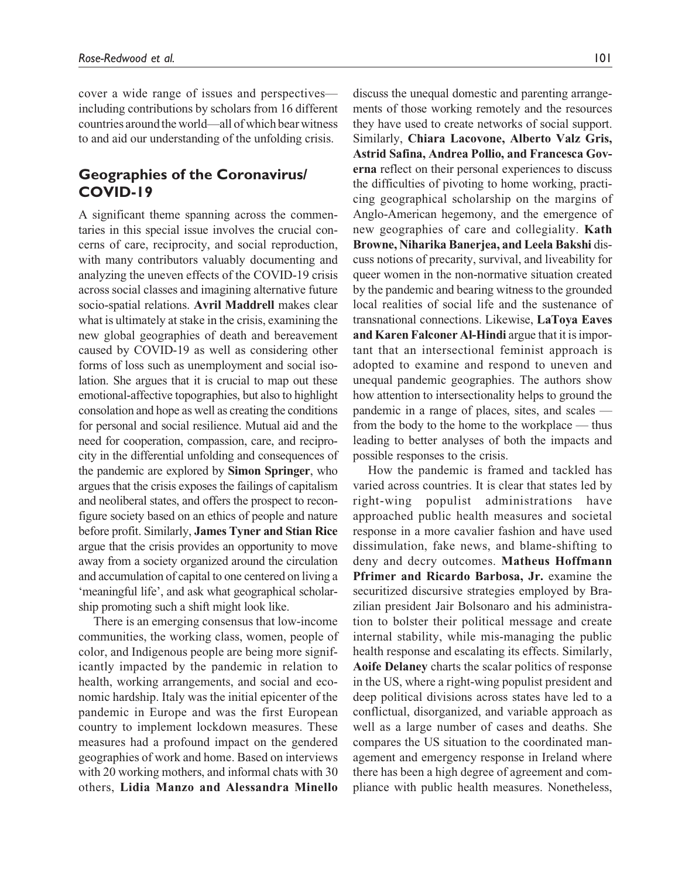cover a wide range of issues and perspectives—including contributions by scholars from 16 different countries around the world—all of which bear witness to and aid our understanding of the unfolding crisis.

## Geographies of the Coronavirus/ COVID-19

A significant theme spanning across the commentaries in this special issue involves the crucial concerns of care, reciprocity, and social reproduction, with many contributors valuably documenting and analyzing the uneven effects of the COVID-19 crisis across social classes and imagining alternative future socio-spatial relations. **Avril Maddrell** makes clear what is ultimately at stake in the crisis, examining the new global geographies of death and bereavement caused by COVID-19 as well as considering other forms of loss such as unemployment and social isolation. She argues that it is crucial to map out these emotional-affective topographies, but also to highlight consolation and hope as well as creating the conditions for personal and social resilience. Mutual aid and the need for cooperation, compassion, care, and reciprocity in the differential unfolding and consequences of the pandemic are explored by **Simon Springer**, who argues that the crisis exposes the failings of capitalism and neoliberal states, and offers the prospect to reconfigure society based on an ethics of people and nature before profit. Similarly, **James Tyner and Stian Rice** argue that the crisis provides an opportunity to move away from a society organized around the circulation and accumulation of capital to one centered on living a 'meaningful life', and ask what geographical scholarship promoting such a shift might look like.

There is an emerging consensus that low-income communities, the working class, women, people of color, and Indigenous people are being more significantly impacted by the pandemic in relation to health, working arrangements, and social and economic hardship. Italy was the initial epicenter of the pandemic in Europe and was the first European country to implement lockdown measures. These measures had a profound impact on the gendered geographies of work and home. Based on interviews with 20 working mothers, and informal chats with 30 others, **Lidia Manzo and Alessandra Minello** discuss the unequal domestic and parenting arrangements of those working remotely and the resources they have used to create networks of social support. Similarly, **Chiara Lacovone, Alberto Valz Gris, Astrid Safina, Andrea Pollio, and Francesca Governa** reflect on their personal experiences to discuss the difficulties of pivoting to home working, practicing geographical scholarship on the margins of Anglo-American hegemony, and the emergence of new geographies of care and collegiality. **Kath Browne, Niharika Banerjea, and Leela Bakshi** discuss notions of precarity, survival, and liveability for queer women in the non-normative situation created by the pandemic and bearing witness to the grounded local realities of social life and the sustenance of transnational connections. Likewise, **LaToya Eaves and Karen Falconer Al-Hindi** argue that it is important that an intersectional feminist approach is adopted to examine and respond to uneven and unequal pandemic geographies. The authors show how attention to intersectionality helps to ground the pandemic in a range of places, sites, and scales — from the body to the home to the workplace — thus leading to better analyses of both the impacts and possible responses to the crisis.

How the pandemic is framed and tackled has varied across countries. It is clear that states led by right-wing populist administrations have approached public health measures and societal response in a more cavalier fashion and have used dissimulation, fake news, and blame-shifting to deny and decry outcomes. **Matheus Hoffmann Pfrimer and Ricardo Barbosa, Jr.** examine the securitized discursive strategies employed by Brazilian president Jair Bolsonaro and his administration to bolster their political message and create internal stability, while mis-managing the public health response and escalating its effects. Similarly, **Aoife Delaney** charts the scalar politics of response in the US, where a right-wing populist president and deep political divisions across states have led to a conflictual, disorganized, and variable approach as well as a large number of cases and deaths. She compares the US situation to the coordinated management and emergency response in Ireland where there has been a high degree of agreement and compliance with public health measures. Nonetheless,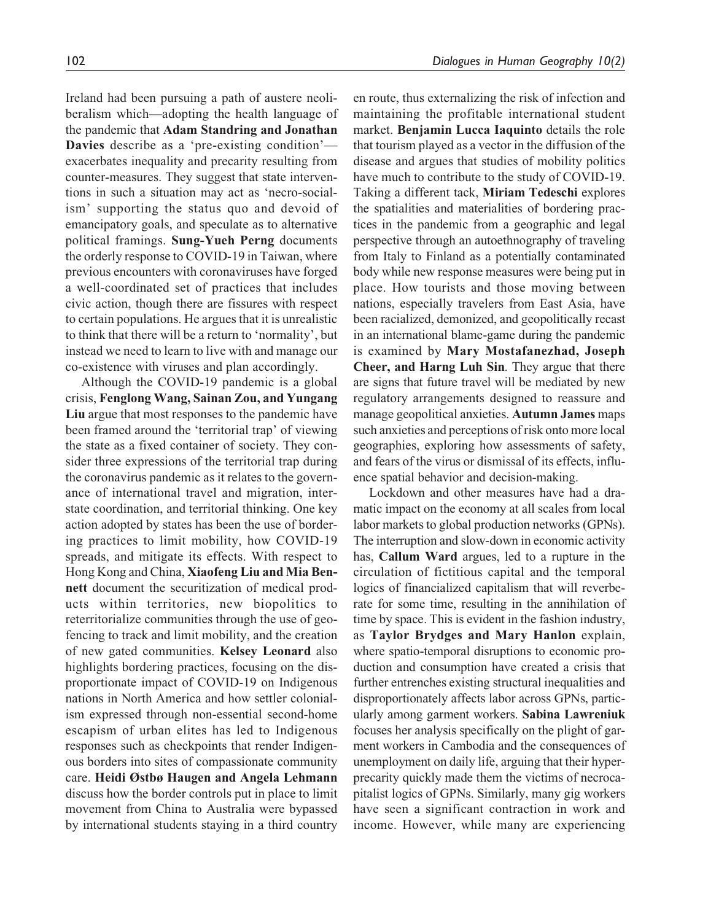Ireland had been pursuing a path of austere neoliberalism which—adopting the health language of the pandemic that **Adam Standring and Jonathan Davies** describe as a 'pre-existing condition'—exacerbates inequality and precarity resulting from counter-measures. They suggest that state interventions in such a situation may act as 'necro-socialism' supporting the status quo and devoid of emancipatory goals, and speculate as to alternative political framings. **Sung-Yueh Perng** documents the orderly response to COVID-19 in Taiwan, where previous encounters with coronaviruses have forged a well-coordinated set of practices that includes civic action, though there are fissures with respect to certain populations. He argues that it is unrealistic to think that there will be a return to 'normality', but instead we need to learn to live with and manage our co-existence with viruses and plan accordingly.

Although the COVID-19 pandemic is a global crisis, **Fenglong Wang, Sainan Zou, and Yungang Liu** argue that most responses to the pandemic have been framed around the 'territorial trap' of viewing the state as a fixed container of society. They consider three expressions of the territorial trap during the coronavirus pandemic as it relates to the governance of international travel and migration, interstate coordination, and territorial thinking. One key action adopted by states has been the use of bordering practices to limit mobility, how COVID-19 spreads, and mitigate its effects. With respect to Hong Kong and China, **Xiaofeng Liu and Mia Bennett** document the securitization of medical products within territories, new biopolitics to reterritorialize communities through the use of geofencing to track and limit mobility, and the creation of new gated communities. **Kelsey Leonard** also highlights bordering practices, focusing on the disproportionate impact of COVID-19 on Indigenous nations in North America and how settler colonialism expressed through non-essential second-home escapism of urban elites has led to Indigenous responses such as checkpoints that render Indigenous borders into sites of compassionate community care. **Heidi Østbø Haugen and Angela Lehmann** discuss how the border controls put in place to limit movement from China to Australia were bypassed by international students staying in a third country en route, thus externalizing the risk of infection and maintaining the profitable international student market. **Benjamin Lucca Iaquinto** details the role that tourism played as a vector in the diffusion of the disease and argues that studies of mobility politics have much to contribute to the study of COVID-19. Taking a different tack, **Miriam Tedeschi** explores the spatialities and materialities of bordering practices in the pandemic from a geographic and legal perspective through an autoethnography of traveling from Italy to Finland as a potentially contaminated body while new response measures were being put in place. How tourists and those moving between nations, especially travelers from East Asia, have been racialized, demonized, and geopolitically recast in an international blame-game during the pandemic is examined by **Mary Mostafanezhad, Joseph Cheer, and Harng Luh Sin**. They argue that there are signs that future travel will be mediated by new regulatory arrangements designed to reassure and manage geopolitical anxieties. **Autumn James** maps such anxieties and perceptions of risk onto more local geographies, exploring how assessments of safety, and fears of the virus or dismissal of its effects, influence spatial behavior and decision-making.

Lockdown and other measures have had a dramatic impact on the economy at all scales from local labor markets to global production networks (GPNs). The interruption and slow-down in economic activity has, **Callum Ward** argues, led to a rupture in the circulation of fictitious capital and the temporal logics of financialized capitalism that will reverberate for some time, resulting in the annihilation of time by space. This is evident in the fashion industry, as **Taylor Brydges and Mary Hanlon** explain, where spatio-temporal disruptions to economic production and consumption have created a crisis that further entrenches existing structural inequalities and disproportionately affects labor across GPNs, particularly among garment workers. **Sabina Lawreniuk** focuses her analysis specifically on the plight of garment workers in Cambodia and the consequences of unemployment on daily life, arguing that their hyperprecarity quickly made them the victims of necrocapitalist logics of GPNs. Similarly, many gig workers have seen a significant contraction in work and income. However, while many are experiencing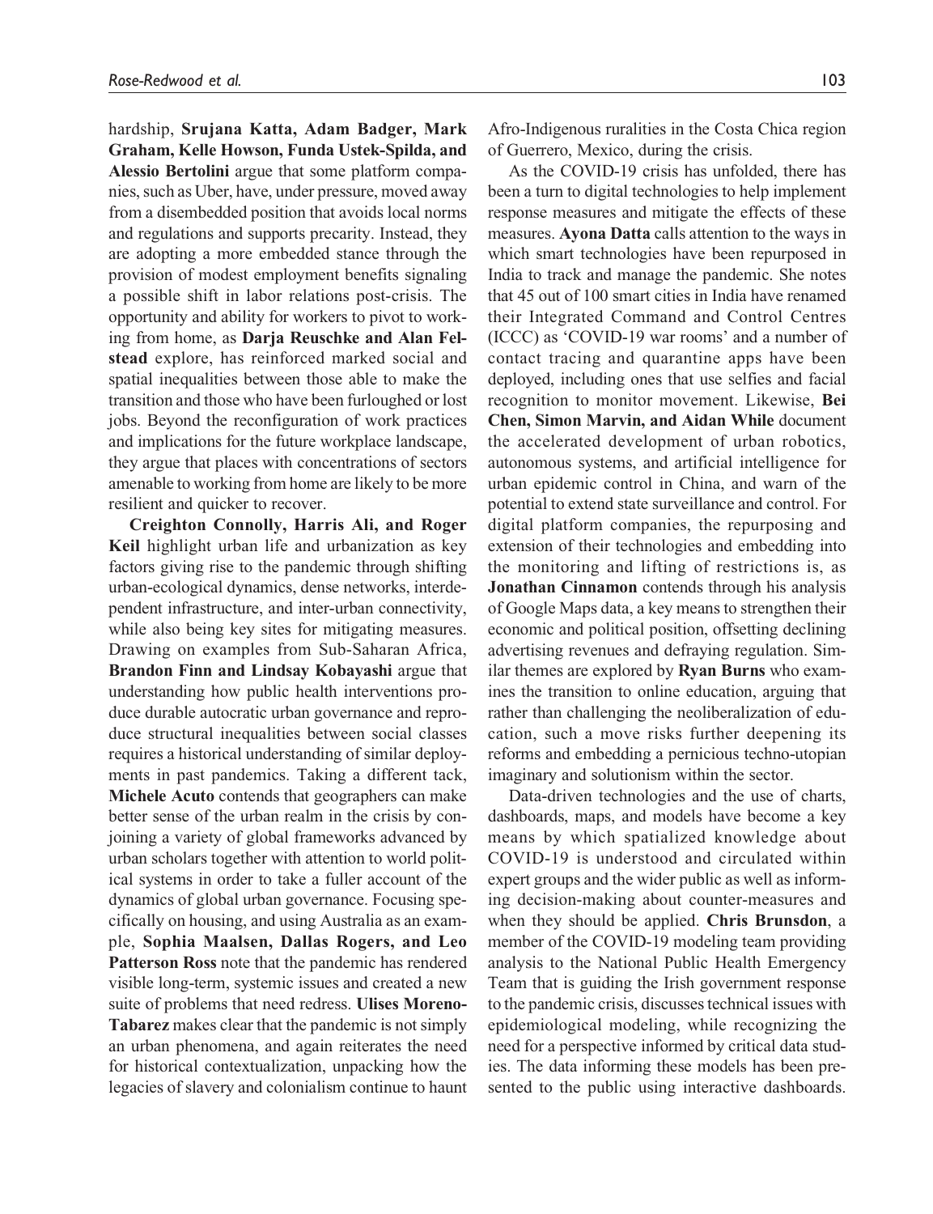hardship, **Srujana Katta, Adam Badger, Mark Graham, Kelle Howson, Funda Ustek-Spilda, and Alessio Bertolini** argue that some platform companies, such as Uber, have, under pressure, moved away from a disembedded position that avoids local norms and regulations and supports precarity. Instead, they are adopting a more embedded stance through the provision of modest employment benefits signaling a possible shift in labor relations post-crisis. The opportunity and ability for workers to pivot to working from home, as **Darja Reuschke and Alan Felstead** explore, has reinforced marked social and spatial inequalities between those able to make the transition and those who have been furloughed or lost jobs. Beyond the reconfiguration of work practices and implications for the future workplace landscape, they argue that places with concentrations of sectors amenable to working from home are likely to be more resilient and quicker to recover.

**Creighton Connolly, Harris Ali, and Roger Keil** highlight urban life and urbanization as key factors giving rise to the pandemic through shifting urban-ecological dynamics, dense networks, interdependent infrastructure, and inter-urban connectivity, while also being key sites for mitigating measures. Drawing on examples from Sub-Saharan Africa, **Brandon Finn and Lindsay Kobayashi** argue that understanding how public health interventions produce durable autocratic urban governance and reproduce structural inequalities between social classes requires a historical understanding of similar deployments in past pandemics. Taking a different tack, **Michele Acuto** contends that geographers can make better sense of the urban realm in the crisis by conjoining a variety of global frameworks advanced by urban scholars together with attention to world political systems in order to take a fuller account of the dynamics of global urban governance. Focusing specifically on housing, and using Australia as an example, **Sophia Maalsen, Dallas Rogers, and Leo Patterson Ross** note that the pandemic has rendered visible long-term, systemic issues and created a new suite of problems that need redress. **Ulises Moreno-Tabarez** makes clear that the pandemic is not simply an urban phenomena, and again reiterates the need for historical contextualization, unpacking how the legacies of slavery and colonialism continue to haunt Afro-Indigenous ruralities in the Costa Chica region of Guerrero, Mexico, during the crisis.

As the COVID-19 crisis has unfolded, there has been a turn to digital technologies to help implement response measures and mitigate the effects of these measures. **Ayona Datta** calls attention to the ways in which smart technologies have been repurposed in India to track and manage the pandemic. She notes that 45 out of 100 smart cities in India have renamed their Integrated Command and Control Centres (ICCC) as 'COVID-19 war rooms' and a number of contact tracing and quarantine apps have been deployed, including ones that use selfies and facial recognition to monitor movement. Likewise, **Bei Chen, Simon Marvin, and Aidan While** document the accelerated development of urban robotics, autonomous systems, and artificial intelligence for urban epidemic control in China, and warn of the potential to extend state surveillance and control. For digital platform companies, the repurposing and extension of their technologies and embedding into the monitoring and lifting of restrictions is, as **Jonathan Cinnamon** contends through his analysis of Google Maps data, a key means to strengthen their economic and political position, offsetting declining advertising revenues and defraying regulation. Similar themes are explored by **Ryan Burns** who examines the transition to online education, arguing that rather than challenging the neoliberalization of education, such a move risks further deepening its reforms and embedding a pernicious techno-utopian imaginary and solutionism within the sector.

Data-driven technologies and the use of charts, dashboards, maps, and models have become a key means by which spatialized knowledge about COVID-19 is understood and circulated within expert groups and the wider public as well as informing decision-making about counter-measures and when they should be applied. **Chris Brunsdon**, a member of the COVID-19 modeling team providing analysis to the National Public Health Emergency Team that is guiding the Irish government response to the pandemic crisis, discusses technical issues with epidemiological modeling, while recognizing the need for a perspective informed by critical data studies. The data informing these models has been presented to the public using interactive dashboards.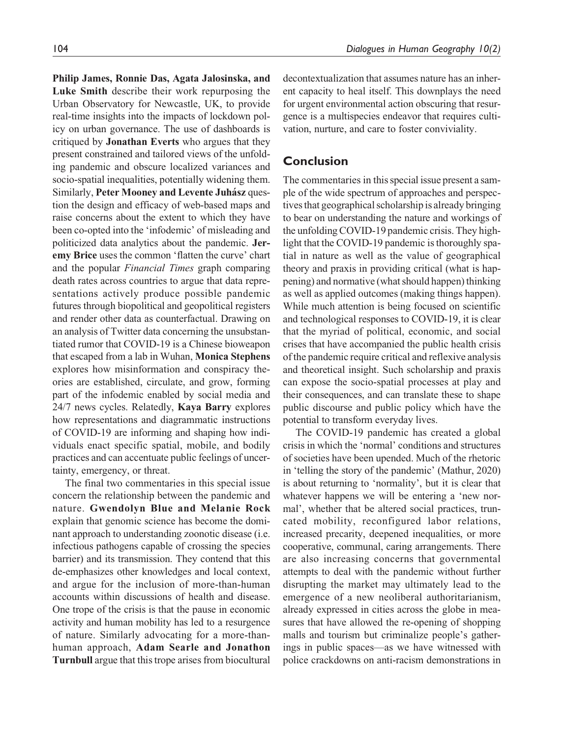**Philip James, Ronnie Das, Agata Jalosinska, and Luke Smith** describe their work repurposing the Urban Observatory for Newcastle, UK, to provide real-time insights into the impacts of lockdown policy on urban governance. The use of dashboards is critiqued by **Jonathan Everts** who argues that they present constrained and tailored views of the unfolding pandemic and obscure localized variances and socio-spatial inequalities, potentially widening them. Similarly, **Peter Mooney and Levente Juhász** question the design and efficacy of web-based maps and raise concerns about the extent to which they have been co-opted into the 'infodemic' of misleading and politicized data analytics about the pandemic. **Jeremy Brice** uses the common 'flatten the curve' chart and the popular *Financial Times* graph comparing death rates across countries to argue that data representations actively produce possible pandemic futures through biopolitical and geopolitical registers and render other data as counterfactual. Drawing on an analysis of Twitter data concerning the unsubstantiated rumor that COVID-19 is a Chinese bioweapon that escaped from a lab in Wuhan, **Monica Stephens** explores how misinformation and conspiracy theories are established, circulate, and grow, forming part of the infodemic enabled by social media and 24/7 news cycles. Relatedly, **Kaya Barry** explores how representations and diagrammatic instructions of COVID-19 are informing and shaping how individuals enact specific spatial, mobile, and bodily practices and can accentuate public feelings of uncertainty, emergency, or threat.

The final two commentaries in this special issue concern the relationship between the pandemic and nature. **Gwendolyn Blue and Melanie Rock** explain that genomic science has become the dominant approach to understanding zoonotic disease (i.e. infectious pathogens capable of crossing the species barrier) and its transmission. They contend that this de-emphasizes other knowledges and local context, and argue for the inclusion of more-than-human accounts within discussions of health and disease. One trope of the crisis is that the pause in economic activity and human mobility has led to a resurgence of nature. Similarly advocating for a more-than-human approach, **Adam Searle and Jonathon Turnbull** argue that this trope arises from biocultural decontextualization that assumes nature has an inherent capacity to heal itself. This downplays the need for urgent environmental action obscuring that resurgence is a multispecies endeavor that requires cultivation, nurture, and care to foster conviviality.

## Conclusion

The commentaries in this special issue present a sample of the wide spectrum of approaches and perspectives that geographical scholarship is already bringing to bear on understanding the nature and workings of the unfolding COVID-19 pandemic crisis. They highlight that the COVID-19 pandemic is thoroughly spatial in nature as well as the value of geographical theory and praxis in providing critical (what is happening) and normative (what should happen) thinking as well as applied outcomes (making things happen). While much attention is being focused on scientific and technological responses to COVID-19, it is clear that the myriad of political, economic, and social crises that have accompanied the public health crisis of the pandemic require critical and reflexive analysis and theoretical insight. Such scholarship and praxis can expose the socio-spatial processes at play and their consequences, and can translate these to shape public discourse and public policy which have the potential to transform everyday lives.

The COVID-19 pandemic has created a global crisis in which the 'normal' conditions and structures of societies have been upended. Much of the rhetoric in 'telling the story of the pandemic' (Mathur, 2020) is about returning to 'normality', but it is clear that whatever happens we will be entering a 'new normal', whether that be altered social practices, truncated mobility, reconfigured labor relations, increased precarity, deepened inequalities, or more cooperative, communal, caring arrangements. There are also increasing concerns that governmental attempts to deal with the pandemic without further disrupting the market may ultimately lead to the emergence of a new neoliberal authoritarianism, already expressed in cities across the globe in measures that have allowed the re-opening of shopping malls and tourism but criminalize people's gatherings in public spaces—as we have witnessed with police crackdowns on anti-racism demonstrations in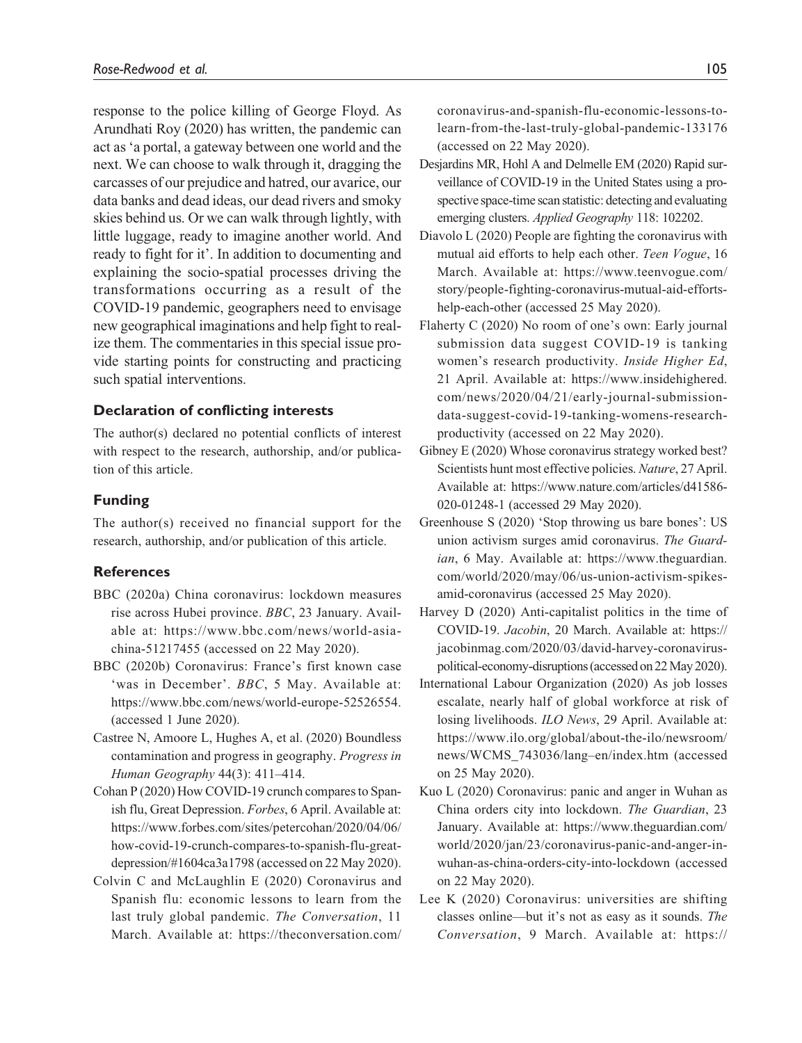response to the police killing of George Floyd. As Arundhati Roy (2020) has written, the pandemic can act as 'a portal, a gateway between one world and the next. We can choose to walk through it, dragging the carcasses of our prejudice and hatred, our avarice, our data banks and dead ideas, our dead rivers and smoky skies behind us. Or we can walk through lightly, with little luggage, ready to imagine another world. And ready to fight for it'. In addition to documenting and explaining the socio-spatial processes driving the transformations occurring as a result of the COVID-19 pandemic, geographers need to envisage new geographical imaginations and help fight to realize them. The commentaries in this special issue provide starting points for constructing and practicing such spatial interventions.

### Declaration of conflicting interests

The author(s) declared no potential conflicts of interest with respect to the research, authorship, and/or publication of this article.

### Funding

The author(s) received no financial support for the research, authorship, and/or publication of this article.

### References

BBC (2020a) China coronavirus: lockdown measures rise across Hubei province. *BBC*, 23 January. Available at: https://www.bbc.com/news/world-asia-china-51217455 (accessed on 22 May 2020).

BBC (2020b) Coronavirus: France's first known case 'was in December'. *BBC*, 5 May. Available at: https://www.bbc.com/news/world-europe-52526554. (accessed 1 June 2020).

Castree N, Amoore L, Hughes A, et al. (2020) Boundless contamination and progress in geography. *Progress in Human Geography* 44(3): 411–414.

Cohan P (2020) How COVID-19 crunch compares to Spanish flu, Great Depression. *Forbes*, 6 April. Available at: https://www.forbes.com/sites/petercohan/2020/04/06/how-covid-19-crunch-compares-to-spanish-flu-great-depression/#1604ca3a1798 (accessed on 22 May 2020).

Colvin C and McLaughlin E (2020) Coronavirus and Spanish flu: economic lessons to learn from the last truly global pandemic. *The Conversation*, 11 March. Available at: https://theconversation.com/coronavirus-and-spanish-flu-economic-lessons-to-learn-from-the-last-truly-global-pandemic-133176 (accessed on 22 May 2020).

Desjardins MR, Hohl A and Delmelle EM (2020) Rapid surveillance of COVID-19 in the United States using a prospective space-time scan statistic: detecting and evaluating emerging clusters. *Applied Geography* 118: 102202.

Diavolo L (2020) People are fighting the coronavirus with mutual aid efforts to help each other. *Teen Vogue*, 16 March. Available at: https://www.teenvogue.com/story/people-fighting-coronavirus-mutual-aid-efforts-help-each-other (accessed 25 May 2020).

Flaherty C (2020) No room of one's own: Early journal submission data suggest COVID-19 is tanking women's research productivity. *Inside Higher Ed*, 21 April. Available at: https://www.insidehighered.com/news/2020/04/21/early-journal-submission-data-suggest-covid-19-tanking-womens-research-productivity (accessed on 22 May 2020).

Gibney E (2020) Whose coronavirus strategy worked best? Scientists hunt most effective policies. *Nature*, 27 April. Available at: https://www.nature.com/articles/d41586-020-01248-1 (accessed 29 May 2020).

Greenhouse S (2020) 'Stop throwing us bare bones': US union activism surges amid coronavirus. *The Guardian*, 6 May. Available at: https://www.theguardian.com/world/2020/may/06/us-union-activism-spikes-amid-coronavirus (accessed 25 May 2020).

Harvey D (2020) Anti-capitalist politics in the time of COVID-19. *Jacobin*, 20 March. Available at: https://jacobinmag.com/2020/03/david-harvey-coronavirus-political-economy-disruptions (accessed on 22 May 2020).

International Labour Organization (2020) As job losses escalate, nearly half of global workforce at risk of losing livelihoods. *ILO News*, 29 April. Available at: https://www.ilo.org/global/about-the-ilo/newsroom/news/WCMS_743036/lang–en/index.htm (accessed on 25 May 2020).

Kuo L (2020) Coronavirus: panic and anger in Wuhan as China orders city into lockdown. *The Guardian*, 23 January. Available at: https://www.theguardian.com/world/2020/jan/23/coronavirus-panic-and-anger-in-wuhan-as-china-orders-city-into-lockdown (accessed on 22 May 2020).

Lee K (2020) Coronavirus: universities are shifting classes online—but it's not as easy as it sounds. *The Conversation*, 9 March. Available at: https://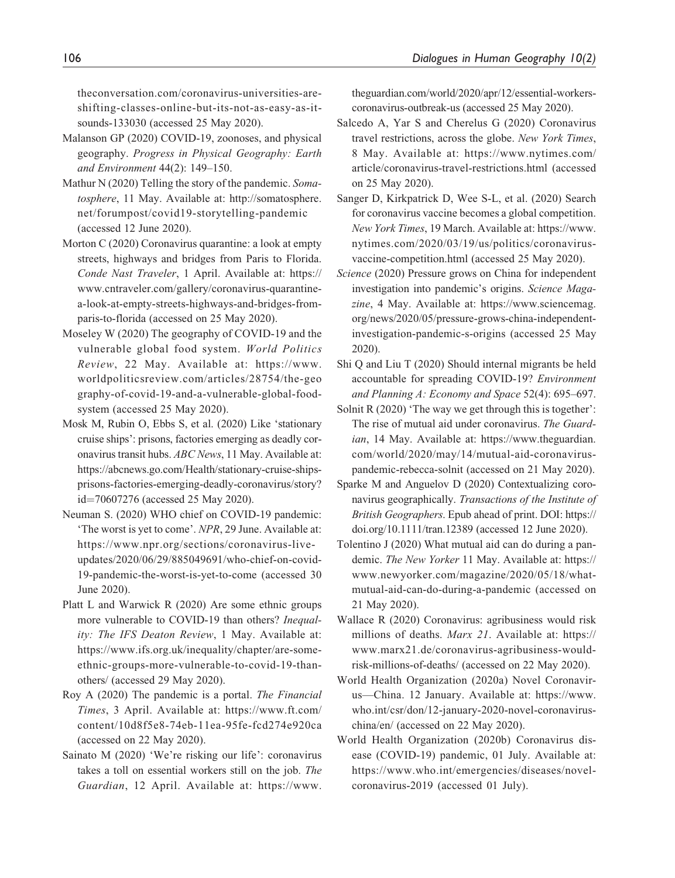theconversation.com/coronavirus-universities-are-shifting-classes-online-but-its-not-as-easy-as-it-sounds-133030 (accessed 25 May 2020).

Malanson GP (2020) COVID-19, zoonoses, and physical geography. *Progress in Physical Geography: Earth and Environment* 44(2): 149–150.

Mathur N (2020) Telling the story of the pandemic. *Somatosphere*, 11 May. Available at: http://somatosphere.net/forumpost/covid19-storytelling-pandemic (accessed 12 June 2020).

Morton C (2020) Coronavirus quarantine: a look at empty streets, highways and bridges from Paris to Florida. *Conde Nast Traveler*, 1 April. Available at: https://www.cntraveler.com/gallery/coronavirus-quarantine-a-look-at-empty-streets-highways-and-bridges-from-paris-to-florida (accessed on 25 May 2020).

Moseley W (2020) The geography of COVID-19 and the vulnerable global food system. *World Politics Review*, 22 May. Available at: https://www.worldpoliticsreview.com/articles/28754/the-geography-of-covid-19-and-a-vulnerable-global-food-system (accessed 25 May 2020).

Mosk M, Rubin O, Ebbs S, et al. (2020) Like 'stationary cruise ships': prisons, factories emerging as deadly coronavirus transit hubs. *ABC News*, 11 May. Available at: https://abcnews.go.com/Health/stationary-cruise-ships-prisons-factories-emerging-deadly-coronavirus/story?id=70607276 (accessed 25 May 2020).

Neuman S. (2020) WHO chief on COVID-19 pandemic: 'The worst is yet to come'. *NPR*, 29 June. Available at: https://www.npr.org/sections/coronavirus-live-updates/2020/06/29/885049691/who-chief-on-covid-19-pandemic-the-worst-is-yet-to-come (accessed 30 June 2020).

Platt L and Warwick R (2020) Are some ethnic groups more vulnerable to COVID-19 than others? *Inequality: The IFS Deaton Review*, 1 May. Available at: https://www.ifs.org.uk/inequality/chapter/are-some-ethnic-groups-more-vulnerable-to-covid-19-than-others/ (accessed 29 May 2020).

Roy A (2020) The pandemic is a portal. *The Financial Times*, 3 April. Available at: https://www.ft.com/content/10d8f5e8-74eb-11ea-95fe-fcd274e920ca (accessed on 22 May 2020).

Sainato M (2020) 'We're risking our life': coronavirus takes a toll on essential workers still on the job. *The Guardian*, 12 April. Available at: https://www.theguardian.com/world/2020/apr/12/essential-workers-coronavirus-outbreak-us (accessed 25 May 2020).

Salcedo A, Yar S and Cherelus G (2020) Coronavirus travel restrictions, across the globe. *New York Times*, 8 May. Available at: https://www.nytimes.com/article/coronavirus-travel-restrictions.html (accessed on 25 May 2020).

Sanger D, Kirkpatrick D, Wee S-L, et al. (2020) Search for coronavirus vaccine becomes a global competition. *New York Times*, 19 March. Available at: https://www.nytimes.com/2020/03/19/us/politics/coronavirus-vaccine-competition.html (accessed 25 May 2020).

*Science* (2020) Pressure grows on China for independent investigation into pandemic's origins. *Science Magazine*, 4 May. Available at: https://www.sciencemag.org/news/2020/05/pressure-grows-china-independent-investigation-pandemic-s-origins (accessed 25 May 2020).

Shi Q and Liu T (2020) Should internal migrants be held accountable for spreading COVID-19? *Environment and Planning A: Economy and Space* 52(4): 695–697.

Solnit R (2020) 'The way we get through this is together': The rise of mutual aid under coronavirus. *The Guardian*, 14 May. Available at: https://www.theguardian.com/world/2020/may/14/mutual-aid-coronavirus-pandemic-rebecca-solnit (accessed on 21 May 2020).

Sparke M and Anguelov D (2020) Contextualizing coronavirus geographically. *Transactions of the Institute of British Geographers*. Epub ahead of print. DOI: https://doi.org/10.1111/tran.12389 (accessed 12 June 2020).

Tolentino J (2020) What mutual aid can do during a pandemic. *The New Yorker* 11 May. Available at: https://www.newyorker.com/magazine/2020/05/18/what-mutual-aid-can-do-during-a-pandemic (accessed on 21 May 2020).

Wallace R (2020) Coronavirus: agribusiness would risk millions of deaths. *Marx 21*. Available at: https://www.marx21.de/coronavirus-agribusiness-would-risk-millions-of-deaths/ (accessed on 22 May 2020).

World Health Organization (2020a) Novel Coronavirus—China. 12 January. Available at: https://www.who.int/csr/don/12-january-2020-novel-coronavirus-china/en/ (accessed on 22 May 2020).

World Health Organization (2020b) Coronavirus disease (COVID-19) pandemic, 01 July. Available at: https://www.who.int/emergencies/diseases/novel-coronavirus-2019 (accessed 01 July).